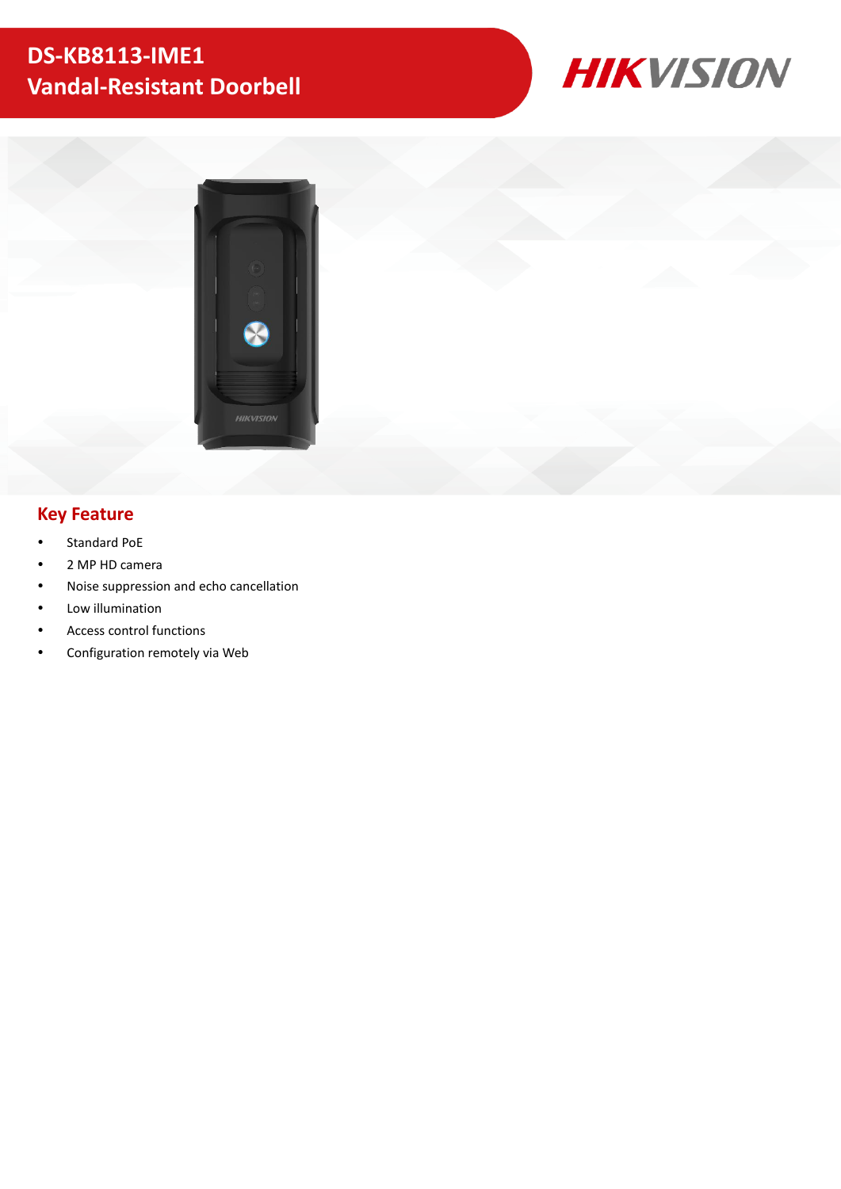# DS-KB8113-IME1
# Vandal-Resistant Doorbell

HIKVISION

## Key Feature

- Standard PoE
- 2 MP HD camera
- Noise suppression and echo cancellation
- Low illumination
- Access control functions
- Configuration remotely via Web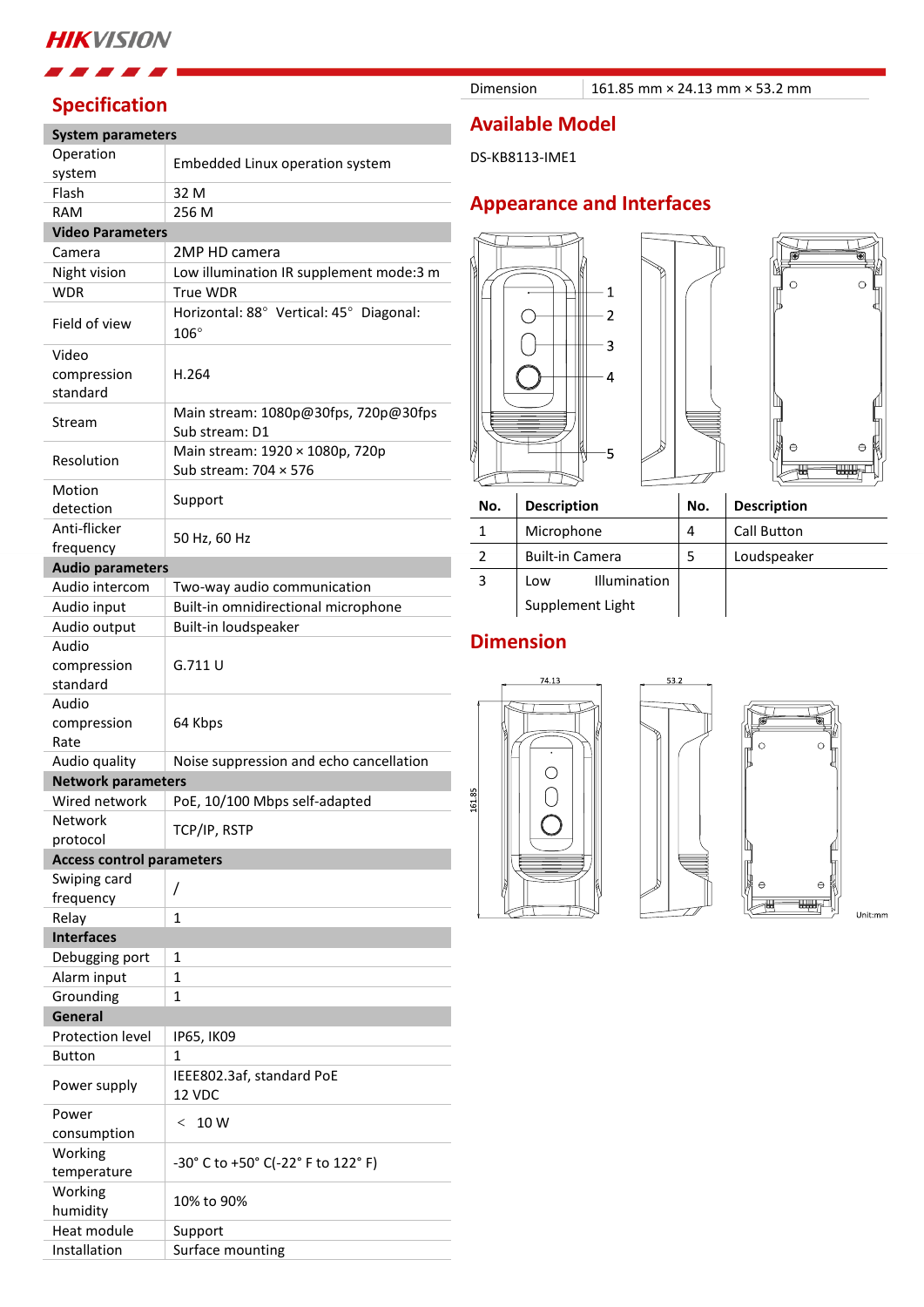## Specification

| System parameters | |
|---|---|
| Operation system | Embedded Linux operation system |
| Flash | 32 M |
| RAM | 256 M |
| **Video Parameters** | |
| Camera | 2MP HD camera |
| Night vision | Low illumination IR supplement mode:3 m |
| WDR | True WDR |
| Field of view | Horizontal: 88° Vertical: 45° Diagonal: 106° |
| Video compression standard | H.264 |
| Stream | Main stream: 1080p@30fps, 720p@30fps<br>Sub stream: D1 |
| Resolution | Main stream: 1920 × 1080p, 720p<br>Sub stream: 704 × 576 |
| Motion detection | Support |
| Anti-flicker frequency | 50 Hz, 60 Hz |
| **Audio parameters** | |
| Audio intercom | Two-way audio communication |
| Audio input | Built-in omnidirectional microphone |
| Audio output | Built-in loudspeaker |
| Audio compression standard | G.711 U |
| Audio compression Rate | 64 Kbps |
| Audio quality | Noise suppression and echo cancellation |
| **Network parameters** | |
| Wired network | PoE, 10/100 Mbps self-adapted |
| Network protocol | TCP/IP, RSTP |
| **Access control parameters** | |
| Swiping card frequency | / |
| Relay | 1 |
| **Interfaces** | |
| Debugging port | 1 |
| Alarm input | 1 |
| Grounding | 1 |
| **General** | |
| Protection level | IP65, IK09 |
| Button | 1 |
| Power supply | IEEE802.3af, standard PoE<br>12 VDC |
| Power consumption | < 10 W |
| Working temperature | -30° C to +50° C(-22° F to 122° F) |
| Working humidity | 10% to 90% |
| Heat module | Support |
| Installation | Surface mounting |
| Dimension | 161.85 mm × 24.13 mm × 53.2 mm |

## Available Model

DS-KB8113-IME1

## Appearance and Interfaces

| No. | Description | No. | Description |
|---|---|---|---|
| 1 | Microphone | 4 | Call Button |
| 2 | Built-in Camera | 5 | Loudspeaker |
| 3 | Low Illumination Supplement Light | | |

## Dimension

Unit:mm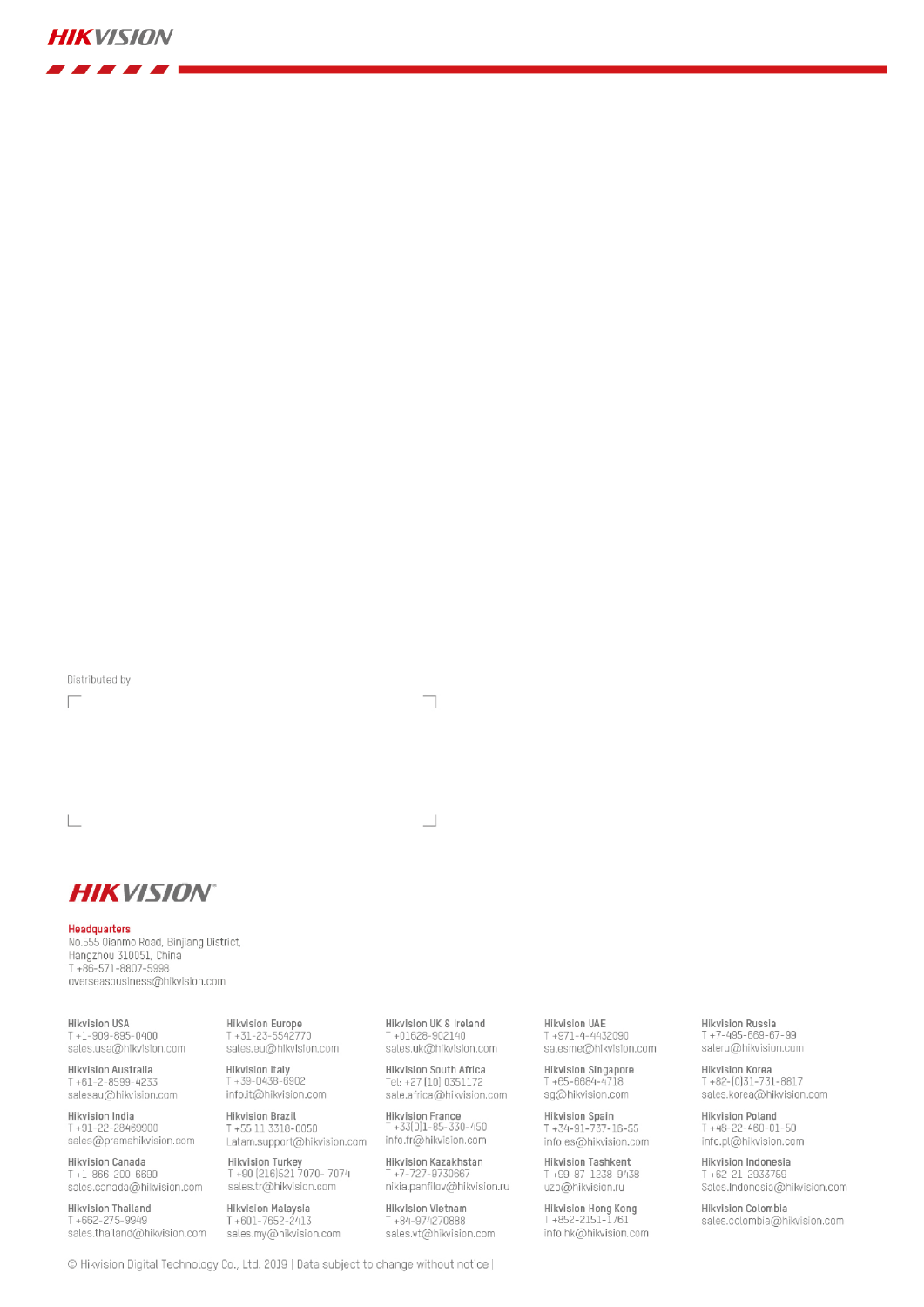Distributed by

**HIKVISION**

**Headquarters**
No.555 Qianmo Road, Binjiang District,
Hangzhou 310051, China
T +86-571-8807-5998
overseasbusiness@hikvision.com

**Hikvision USA**
T +1-909-895-0400
sales.usa@hikvision.com

**Hikvision Australia**
T +61-2-8599-4233
salesau@hikvision.com

**Hikvision India**
T +91-22-28469900
sales@pramahikvision.com

**Hikvision Canada**
T +1-866-200-6690
sales.canada@hikvision.com

**Hikvision Thailand**
T +662-275-9949
sales.thailand@hikvision.com

**Hikvision Europe**
T +31-23-5542770
sales.eu@hikvision.com

**Hikvision Italy**
T +39-0438-6902
info.it@hikvision.com

**Hikvision Brazil**
T +55 11 3318-0050
Latam.support@hikvision.com

**Hikvision Turkey**
T +90 (216)521 7070- 7074
sales.tr@hikvision.com

**Hikvision Malaysia**
T +601-7652-2413
sales.my@hikvision.com

**Hikvision UK & Ireland**
T +01628-902140
sales.uk@hikvision.com

**Hikvision South Africa**
Tel: +27 (10) 0351172
sale.africa@hikvision.com

**Hikvision France**
T +33(0)1-85-330-450
info.fr@hikvision.com

**Hikvision Kazakhstan**
T +7-727-9730667
nikia.panfilov@hikvision.ru

**Hikvision Vietnam**
T +84-974270888
sales.vt@hikvision.com

**Hikvision UAE**
T +971-4-4432090
salesme@hikvision.com

**Hikvision Singapore**
T +65-6684-4718
sg@hikvision.com

**Hikvision Spain**
T +34-91-737-16-55
info.es@hikvision.com

**Hikvision Tashkent**
T +99-87-1238-9438
uzb@hikvision.ru

**Hikvision Hong Kong**
T +852-2151-1761
info.hk@hikvision.com

**Hikvision Russia**
T +7-495-669-67-99
saleru@hikvision.com

**Hikvision Korea**
T +82-(0)31-731-8817
sales.korea@hikvision.com

**Hikvision Poland**
T +48-22-460-01-50
info.pl@hikvision.com

**Hikvision Indonesia**
T +62-21-2933759
Sales.Indonesia@hikvision.com

**Hikvision Colombia**
sales.colombia@hikvision.com

© Hikvision Digital Technology Co., Ltd. 2019 | Data subject to change without notice |